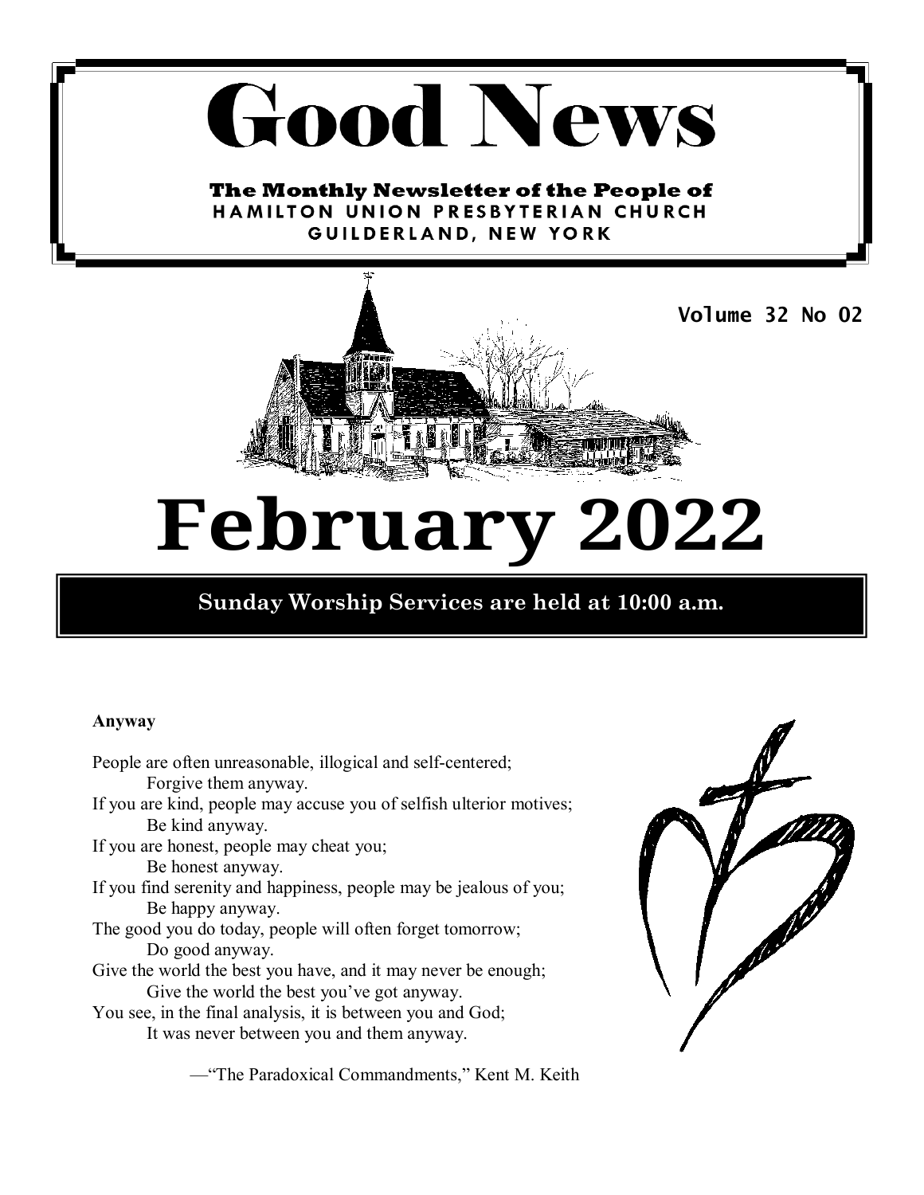# Good News

**The Monthly Newsletter of the People of**
**HAMILTON UNION PRESBYTERIAN CHURCH**
**GUILDERLAND, NEW YORK**

**Volume 32 No 02**

# February 2022

**Sunday Worship Services are held at 10:00 a.m.**

**Anyway**

People are often unreasonable, illogical and self-centered;
Forgive them anyway.
If you are kind, people may accuse you of selfish ulterior motives;
Be kind anyway.
If you are honest, people may cheat you;
Be honest anyway.
If you find serenity and happiness, people may be jealous of you;
Be happy anyway.
The good you do today, people will often forget tomorrow;
Do good anyway.
Give the world the best you have, and it may never be enough;
Give the world the best you've got anyway.
You see, in the final analysis, it is between you and God;
It was never between you and them anyway.

—"The Paradoxical Commandments," Kent M. Keith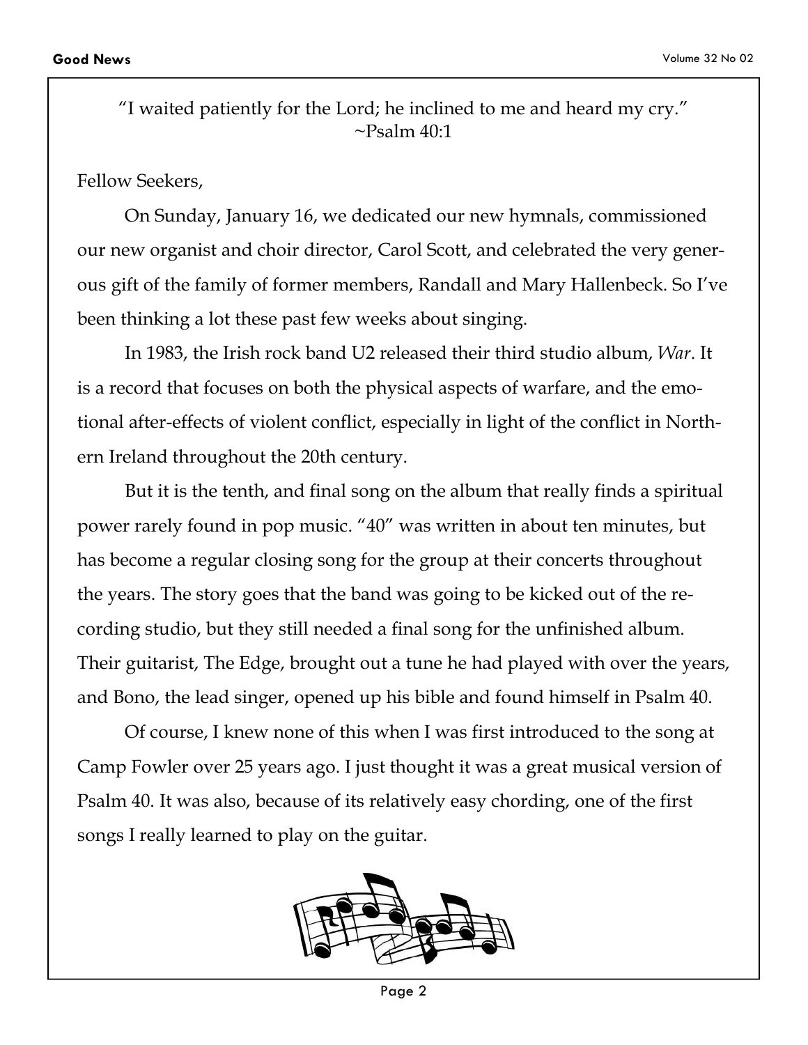"I waited patiently for the Lord; he inclined to me and heard my cry."
~Psalm 40:1

Fellow Seekers,

On Sunday, January 16, we dedicated our new hymnals, commissioned our new organist and choir director, Carol Scott, and celebrated the very generous gift of the family of former members, Randall and Mary Hallenbeck. So I've been thinking a lot these past few weeks about singing.

In 1983, the Irish rock band U2 released their third studio album, *War*. It is a record that focuses on both the physical aspects of warfare, and the emotional after-effects of violent conflict, especially in light of the conflict in Northern Ireland throughout the 20th century.

But it is the tenth, and final song on the album that really finds a spiritual power rarely found in pop music. "40" was written in about ten minutes, but has become a regular closing song for the group at their concerts throughout the years. The story goes that the band was going to be kicked out of the recording studio, but they still needed a final song for the unfinished album. Their guitarist, The Edge, brought out a tune he had played with over the years, and Bono, the lead singer, opened up his bible and found himself in Psalm 40.

Of course, I knew none of this when I was first introduced to the song at Camp Fowler over 25 years ago. I just thought it was a great musical version of Psalm 40. It was also, because of its relatively easy chording, one of the first songs I really learned to play on the guitar.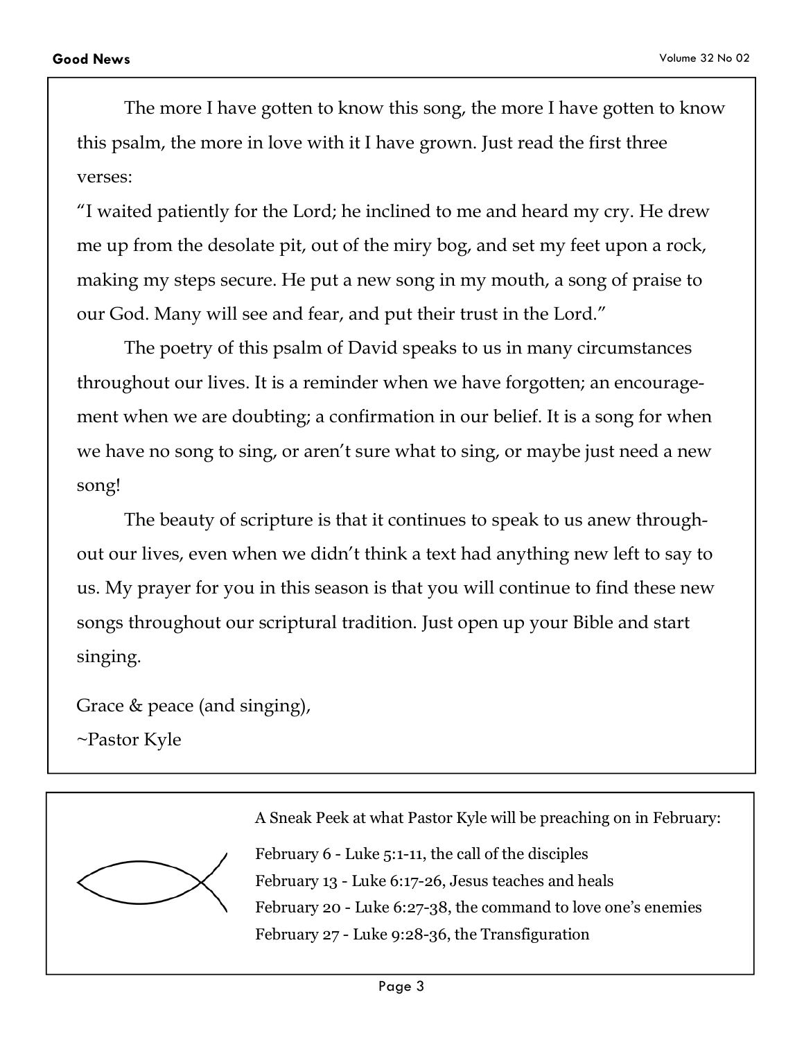The more I have gotten to know this song, the more I have gotten to know this psalm, the more in love with it I have grown. Just read the first three verses:

"I waited patiently for the Lord; he inclined to me and heard my cry. He drew me up from the desolate pit, out of the miry bog, and set my feet upon a rock, making my steps secure. He put a new song in my mouth, a song of praise to our God. Many will see and fear, and put their trust in the Lord."

The poetry of this psalm of David speaks to us in many circumstances throughout our lives. It is a reminder when we have forgotten; an encouragement when we are doubting; a confirmation in our belief. It is a song for when we have no song to sing, or aren't sure what to sing, or maybe just need a new song!

The beauty of scripture is that it continues to speak to us anew throughout our lives, even when we didn't think a text had anything new left to say to us. My prayer for you in this season is that you will continue to find these new songs throughout our scriptural tradition. Just open up your Bible and start singing.

Grace & peace (and singing),

~Pastor Kyle

---

A Sneak Peek at what Pastor Kyle will be preaching on in February:

February 6 - Luke 5:1-11, the call of the disciples
February 13 - Luke 6:17-26, Jesus teaches and heals
February 20 - Luke 6:27-38, the command to love one's enemies
February 27 - Luke 9:28-36, the Transfiguration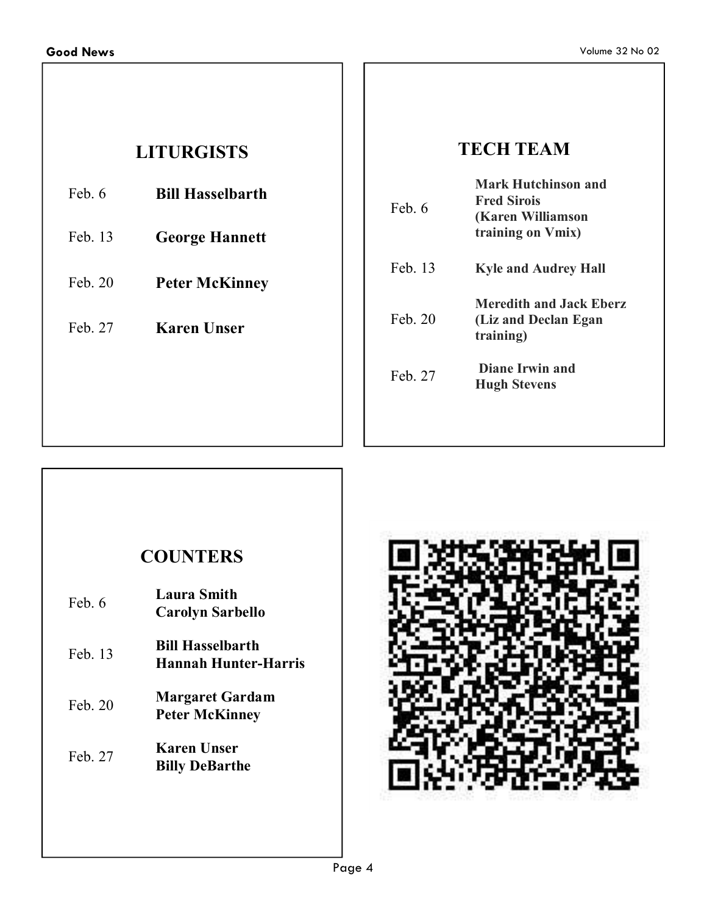## LITURGISTS

| | |
|---|---|
| Feb. 6 | **Bill Hasselbarth** |
| Feb. 13 | **George Hannett** |
| Feb. 20 | **Peter McKinney** |
| Feb. 27 | **Karen Unser** |

## TECH TEAM

| | |
|---|---|
| Feb. 6 | **Mark Hutchinson and Fred Sirois (Karen Williamson training on Vmix)** |
| Feb. 13 | **Kyle and Audrey Hall** |
| Feb. 20 | **Meredith and Jack Eberz (Liz and Declan Egan training)** |
| Feb. 27 | **Diane Irwin and Hugh Stevens** |

## COUNTERS

| | |
|---|---|
| Feb. 6 | **Laura Smith**<br>**Carolyn Sarbello** |
| Feb. 13 | **Bill Hasselbarth**<br>**Hannah Hunter-Harris** |
| Feb. 20 | **Margaret Gardam**<br>**Peter McKinney** |
| Feb. 27 | **Karen Unser**<br>**Billy DeBarthe** |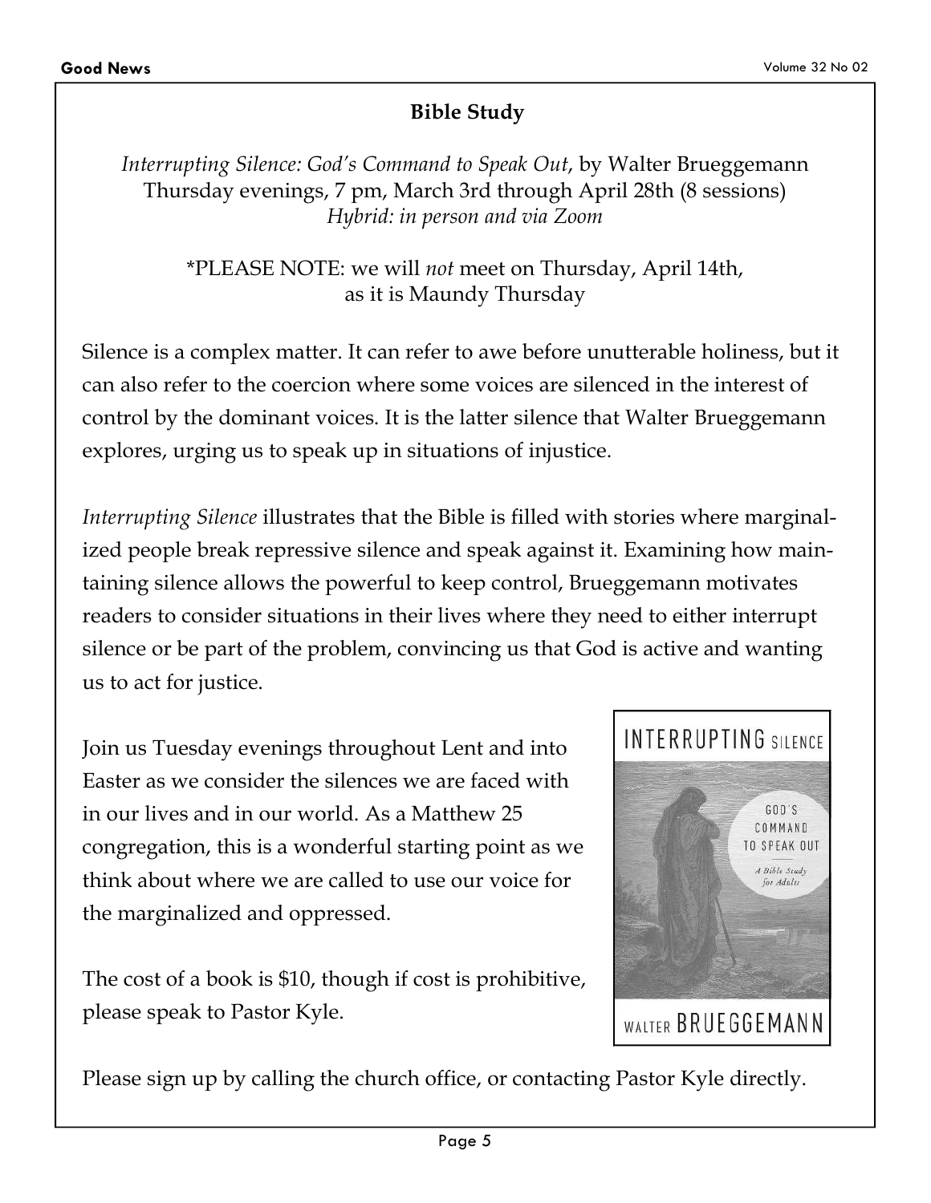## Bible Study

*Interrupting Silence: God's Command to Speak Out*, by Walter Brueggemann
Thursday evenings, 7 pm, March 3rd through April 28th (8 sessions)
*Hybrid: in person and via Zoom*

*PLEASE NOTE: we will *not* meet on Thursday, April 14th, as it is Maundy Thursday

Silence is a complex matter. It can refer to awe before unutterable holiness, but it can also refer to the coercion where some voices are silenced in the interest of control by the dominant voices. It is the latter silence that Walter Brueggemann explores, urging us to speak up in situations of injustice.

*Interrupting Silence* illustrates that the Bible is filled with stories where marginalized people break repressive silence and speak against it. Examining how maintaining silence allows the powerful to keep control, Brueggemann motivates readers to consider situations in their lives where they need to either interrupt silence or be part of the problem, convincing us that God is active and wanting us to act for justice.

Join us Tuesday evenings throughout Lent and into Easter as we consider the silences we are faced with in our lives and in our world. As a Matthew 25 congregation, this is a wonderful starting point as we think about where we are called to use our voice for the marginalized and oppressed.

The cost of a book is $10, though if cost is prohibitive, please speak to Pastor Kyle.

Please sign up by calling the church office, or contacting Pastor Kyle directly.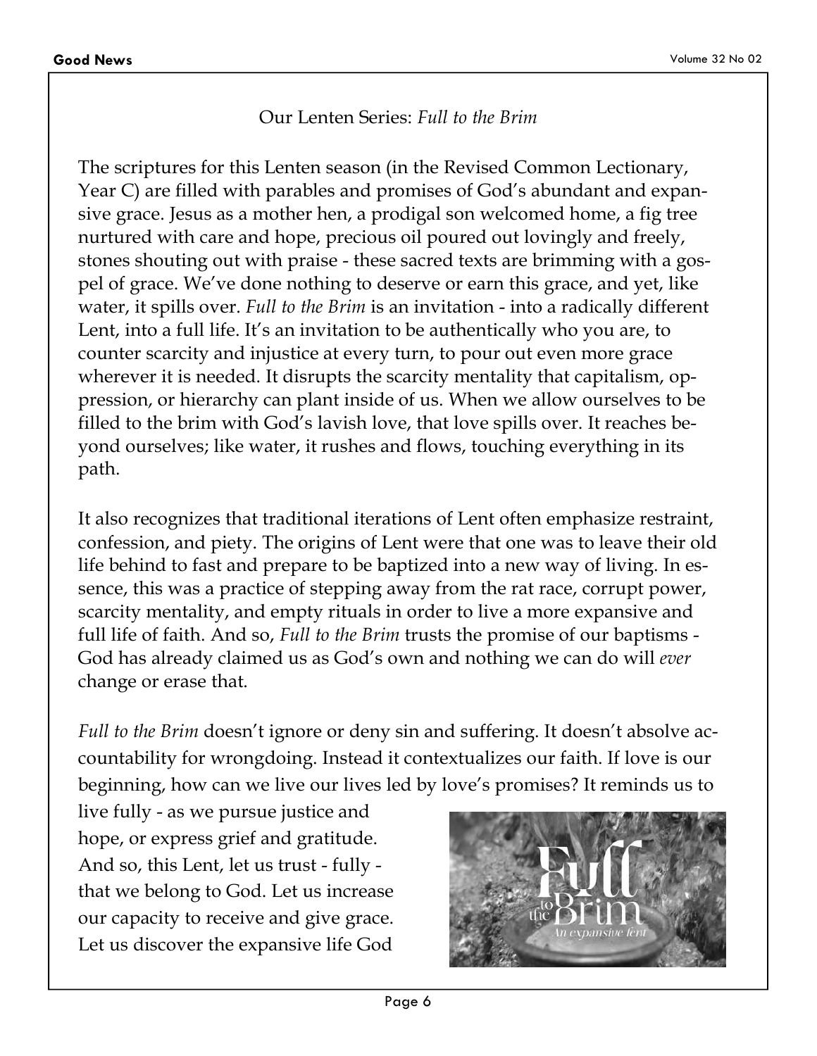## Our Lenten Series: *Full to the Brim*

The scriptures for this Lenten season (in the Revised Common Lectionary, Year C) are filled with parables and promises of God's abundant and expansive grace. Jesus as a mother hen, a prodigal son welcomed home, a fig tree nurtured with care and hope, precious oil poured out lovingly and freely, stones shouting out with praise - these sacred texts are brimming with a gospel of grace. We've done nothing to deserve or earn this grace, and yet, like water, it spills over. *Full to the Brim* is an invitation - into a radically different Lent, into a full life. It's an invitation to be authentically who you are, to counter scarcity and injustice at every turn, to pour out even more grace wherever it is needed. It disrupts the scarcity mentality that capitalism, oppression, or hierarchy can plant inside of us. When we allow ourselves to be filled to the brim with God's lavish love, that love spills over. It reaches beyond ourselves; like water, it rushes and flows, touching everything in its path.

It also recognizes that traditional iterations of Lent often emphasize restraint, confession, and piety. The origins of Lent were that one was to leave their old life behind to fast and prepare to be baptized into a new way of living. In essence, this was a practice of stepping away from the rat race, corrupt power, scarcity mentality, and empty rituals in order to live a more expansive and full life of faith. And so, *Full to the Brim* trusts the promise of our baptisms - God has already claimed us as God's own and nothing we can do will *ever* change or erase that.

*Full to the Brim* doesn't ignore or deny sin and suffering. It doesn't absolve accountability for wrongdoing. Instead it contextualizes our faith. If love is our beginning, how can we live our lives led by love's promises? It reminds us to live fully - as we pursue justice and hope, or express grief and gratitude. And so, this Lent, let us trust - fully - that we belong to God. Let us increase our capacity to receive and give grace. Let us discover the expansive life God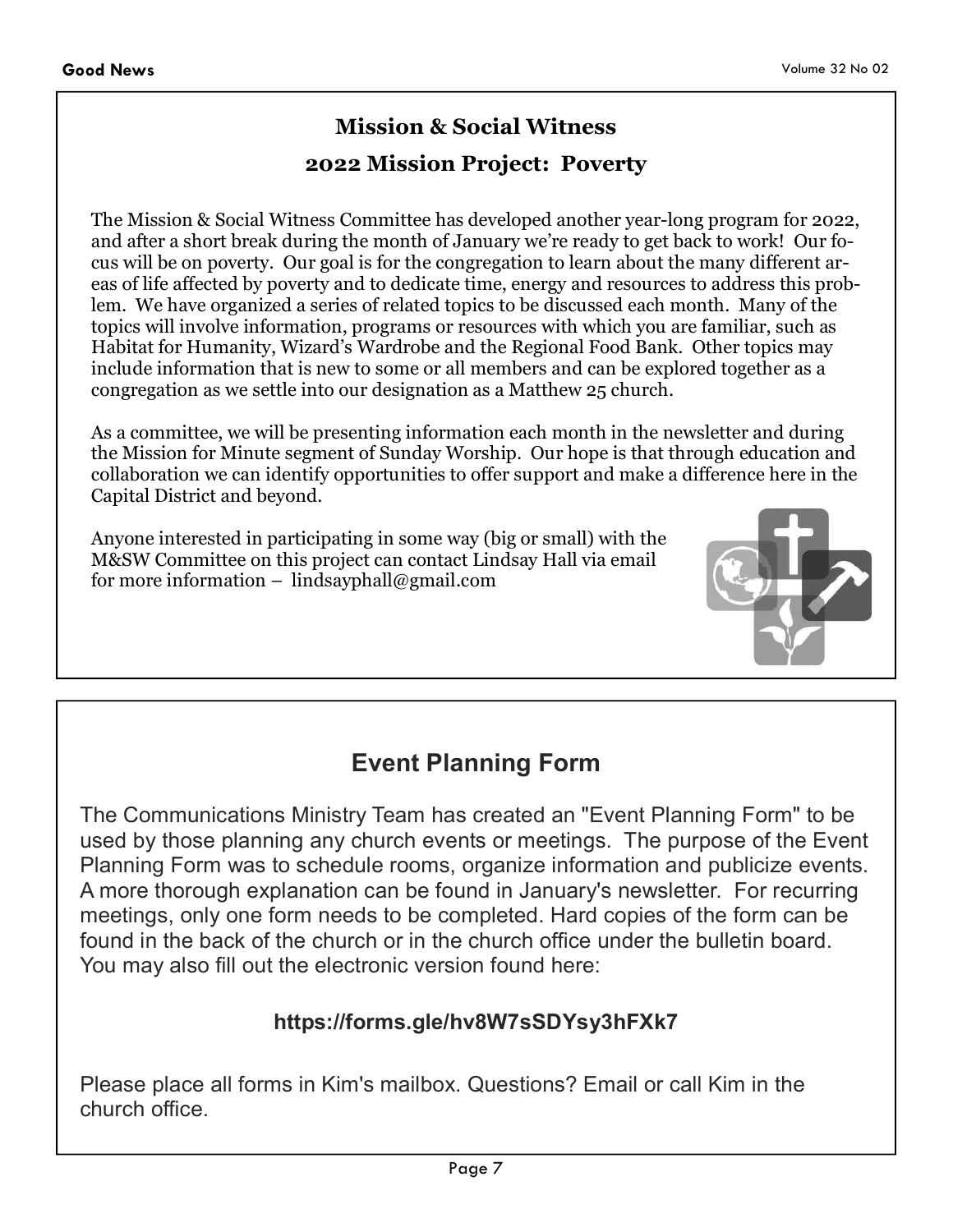## Mission & Social Witness

### 2022 Mission Project: Poverty

The Mission & Social Witness Committee has developed another year-long program for 2022, and after a short break during the month of January we're ready to get back to work! Our focus will be on poverty. Our goal is for the congregation to learn about the many different areas of life affected by poverty and to dedicate time, energy and resources to address this problem. We have organized a series of related topics to be discussed each month. Many of the topics will involve information, programs or resources with which you are familiar, such as Habitat for Humanity, Wizard's Wardrobe and the Regional Food Bank. Other topics may include information that is new to some or all members and can be explored together as a congregation as we settle into our designation as a Matthew 25 church.

As a committee, we will be presenting information each month in the newsletter and during the Mission for Minute segment of Sunday Worship. Our hope is that through education and collaboration we can identify opportunities to offer support and make a difference here in the Capital District and beyond.

Anyone interested in participating in some way (big or small) with the M&SW Committee on this project can contact Lindsay Hall via email for more information – lindsayphall@gmail.com

## Event Planning Form

The Communications Ministry Team has created an "Event Planning Form" to be used by those planning any church events or meetings. The purpose of the Event Planning Form was to schedule rooms, organize information and publicize events. A more thorough explanation can be found in January's newsletter. For recurring meetings, only one form needs to be completed. Hard copies of the form can be found in the back of the church or in the church office under the bulletin board. You may also fill out the electronic version found here:

**https://forms.gle/hv8W7sSDYsy3hFXk7**

Please place all forms in Kim's mailbox. Questions? Email or call Kim in the church office.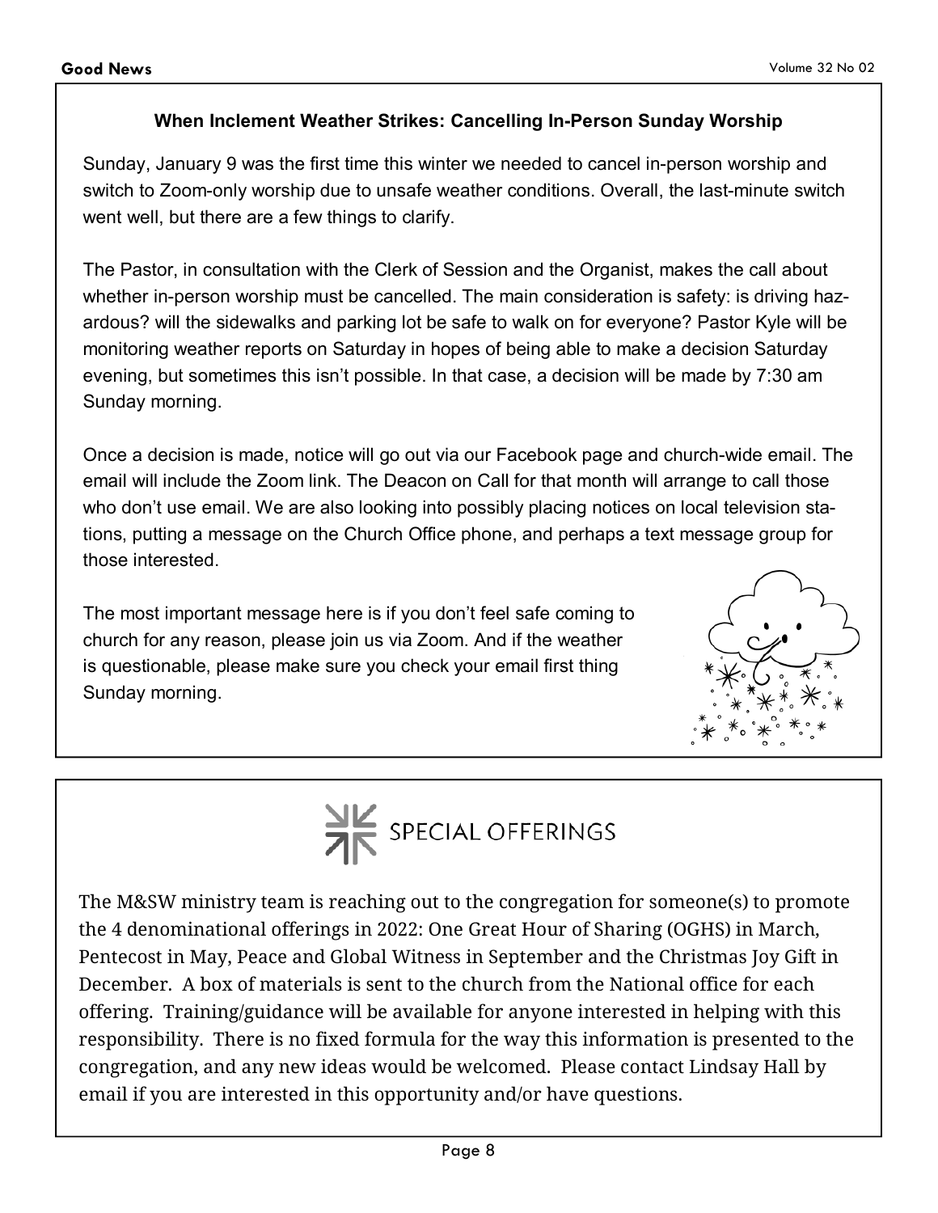## When Inclement Weather Strikes: Cancelling In-Person Sunday Worship

Sunday, January 9 was the first time this winter we needed to cancel in-person worship and switch to Zoom-only worship due to unsafe weather conditions. Overall, the last-minute switch went well, but there are a few things to clarify.

The Pastor, in consultation with the Clerk of Session and the Organist, makes the call about whether in-person worship must be cancelled. The main consideration is safety: is driving hazardous? will the sidewalks and parking lot be safe to walk on for everyone? Pastor Kyle will be monitoring weather reports on Saturday in hopes of being able to make a decision Saturday evening, but sometimes this isn't possible. In that case, a decision will be made by 7:30 am Sunday morning.

Once a decision is made, notice will go out via our Facebook page and church-wide email. The email will include the Zoom link. The Deacon on Call for that month will arrange to call those who don't use email. We are also looking into possibly placing notices on local television stations, putting a message on the Church Office phone, and perhaps a text message group for those interested.

The most important message here is if you don't feel safe coming to church for any reason, please join us via Zoom. And if the weather is questionable, please make sure you check your email first thing Sunday morning.

## SPECIAL OFFERINGS

The M&SW ministry team is reaching out to the congregation for someone(s) to promote the 4 denominational offerings in 2022: One Great Hour of Sharing (OGHS) in March, Pentecost in May, Peace and Global Witness in September and the Christmas Joy Gift in December. A box of materials is sent to the church from the National office for each offering. Training/guidance will be available for anyone interested in helping with this responsibility. There is no fixed formula for the way this information is presented to the congregation, and any new ideas would be welcomed. Please contact Lindsay Hall by email if you are interested in this opportunity and/or have questions.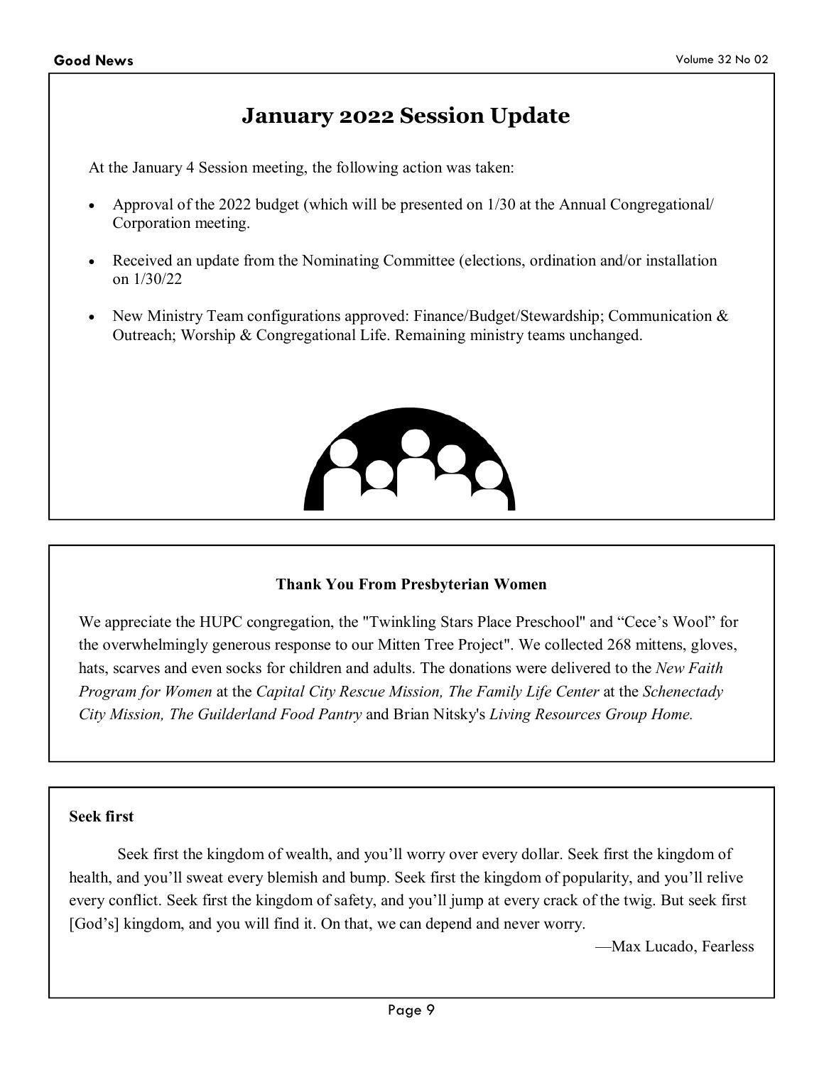## January 2022 Session Update

At the January 4 Session meeting, the following action was taken:

- Approval of the 2022 budget (which will be presented on 1/30 at the Annual Congregational/ Corporation meeting.
- Received an update from the Nominating Committee (elections, ordination and/or installation on 1/30/22
- New Ministry Team configurations approved: Finance/Budget/Stewardship; Communication & Outreach; Worship & Congregational Life. Remaining ministry teams unchanged.

### Thank You From Presbyterian Women

We appreciate the HUPC congregation, the "Twinkling Stars Place Preschool" and "Cece's Wool" for the overwhelmingly generous response to our Mitten Tree Project". We collected 268 mittens, gloves, hats, scarves and even socks for children and adults. The donations were delivered to the *New Faith Program for Women* at the *Capital City Rescue Mission, The Family Life Center* at the *Schenectady City Mission, The Guilderland Food Pantry* and Brian Nitsky's *Living Resources Group Home.*

**Seek first**

Seek first the kingdom of wealth, and you'll worry over every dollar. Seek first the kingdom of health, and you'll sweat every blemish and bump. Seek first the kingdom of popularity, and you'll relive every conflict. Seek first the kingdom of safety, and you'll jump at every crack of the twig. But seek first [God's] kingdom, and you will find it. On that, we can depend and never worry.

—Max Lucado, Fearless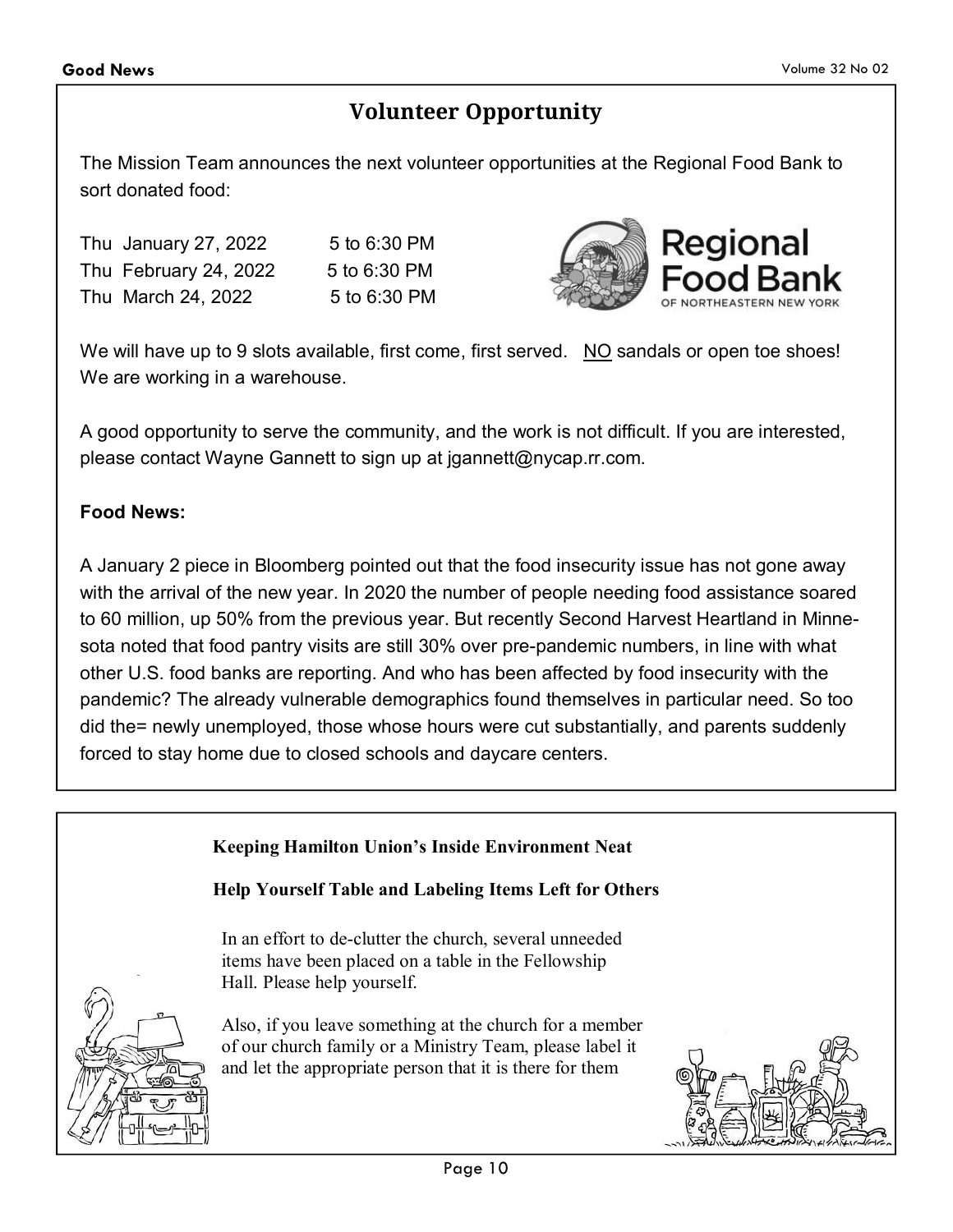## Volunteer Opportunity

The Mission Team announces the next volunteer opportunities at the Regional Food Bank to sort donated food:

Thu January 27, 2022 5 to 6:30 PM
Thu February 24, 2022 5 to 6:30 PM
Thu March 24, 2022 5 to 6:30 PM

We will have up to 9 slots available, first come, first served. NO sandals or open toe shoes! We are working in a warehouse.

A good opportunity to serve the community, and the work is not difficult. If you are interested, please contact Wayne Gannett to sign up at jgannett@nycap.rr.com.

**Food News:**

A January 2 piece in Bloomberg pointed out that the food insecurity issue has not gone away with the arrival of the new year. In 2020 the number of people needing food assistance soared to 60 million, up 50% from the previous year. But recently Second Harvest Heartland in Minnesota noted that food pantry visits are still 30% over pre-pandemic numbers, in line with what other U.S. food banks are reporting. And who has been affected by food insecurity with the pandemic? The already vulnerable demographics found themselves in particular need. So too did the= newly unemployed, those whose hours were cut substantially, and parents suddenly forced to stay home due to closed schools and daycare centers.

**Keeping Hamilton Union's Inside Environment Neat**

**Help Yourself Table and Labeling Items Left for Others**

In an effort to de-clutter the church, several unneeded items have been placed on a table in the Fellowship Hall. Please help yourself.

Also, if you leave something at the church for a member of our church family or a Ministry Team, please label it and let the appropriate person that it is there for them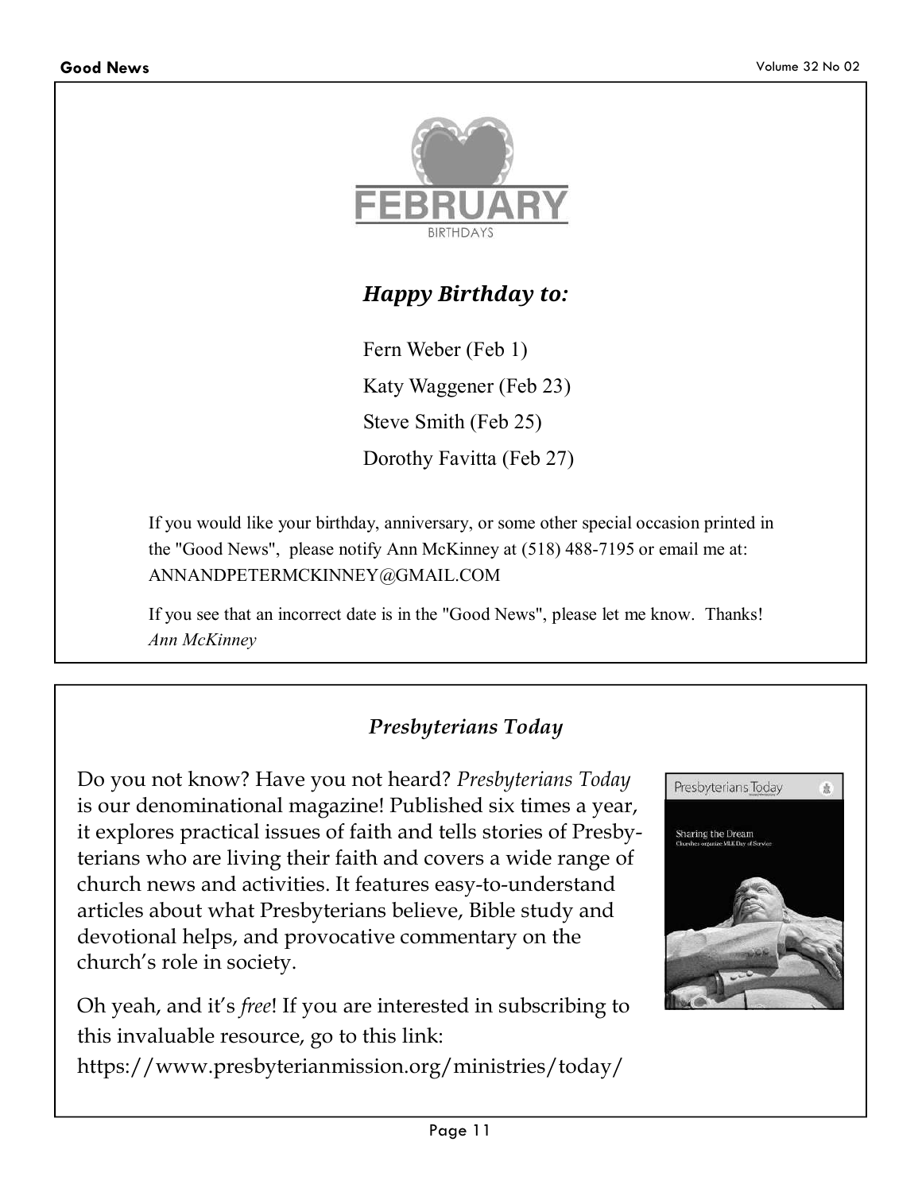FEBRUARY

BIRTHDAYS

## *Happy Birthday to:*

Fern Weber (Feb 1)

Katy Waggener (Feb 23)

Steve Smith (Feb 25)

Dorothy Favitta (Feb 27)

If you would like your birthday, anniversary, or some other special occasion printed in the "Good News", please notify Ann McKinney at (518) 488-7195 or email me at: ANNANDPETERMCKINNEY@GMAIL.COM

If you see that an incorrect date is in the "Good News", please let me know. Thanks!
*Ann McKinney*

## *Presbyterians Today*

Do you not know? Have you not heard? *Presbyterians Today* is our denominational magazine! Published six times a year, it explores practical issues of faith and tells stories of Presbyterians who are living their faith and covers a wide range of church news and activities. It features easy-to-understand articles about what Presbyterians believe, Bible study and devotional helps, and provocative commentary on the church's role in society.

Oh yeah, and it's *free*! If you are interested in subscribing to this invaluable resource, go to this link:
https://www.presbyterianmission.org/ministries/today/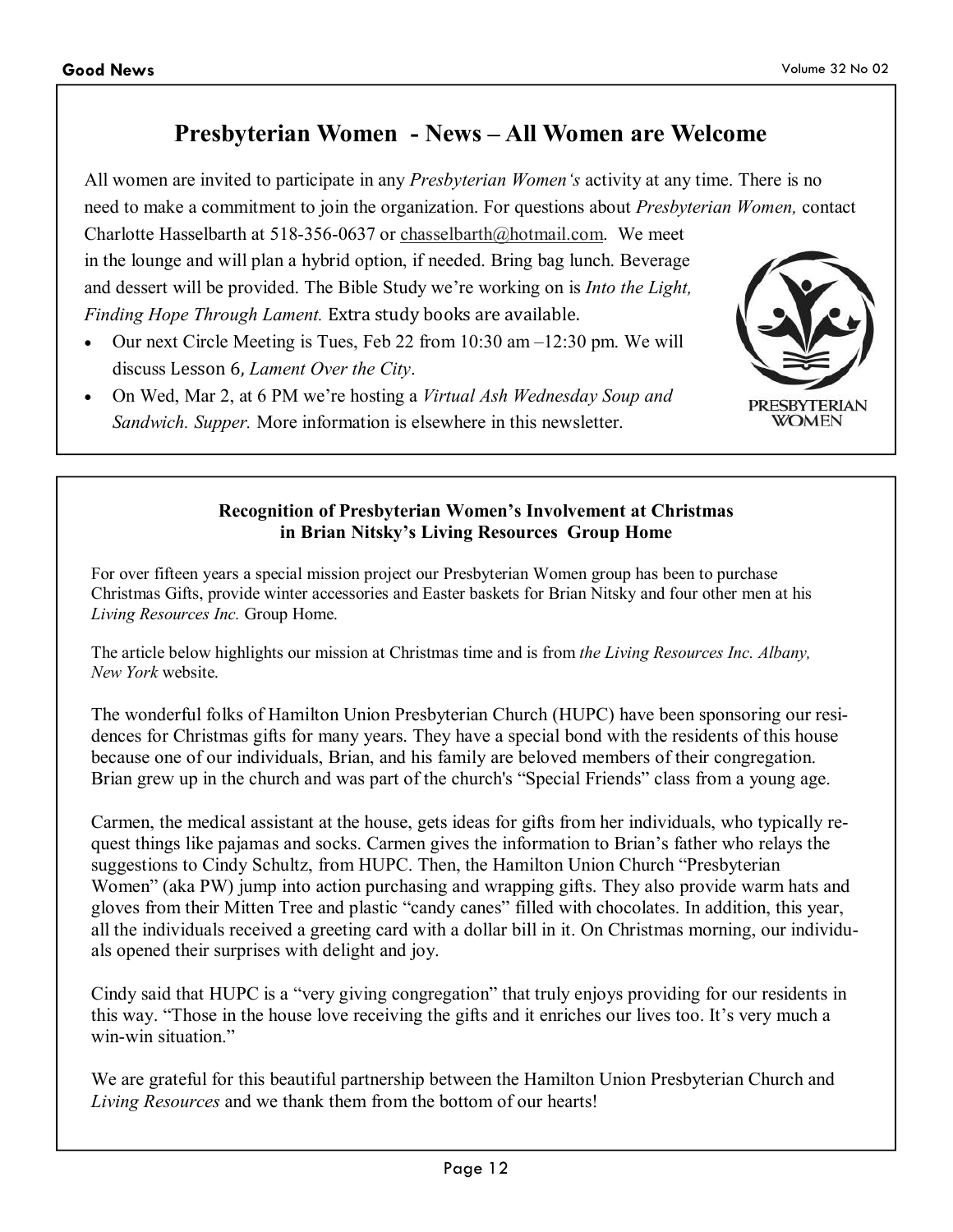## Presbyterian Women - News – All Women are Welcome

All women are invited to participate in any *Presbyterian Women's* activity at any time. There is no need to make a commitment to join the organization. For questions about *Presbyterian Women,* contact Charlotte Hasselbarth at 518-356-0637 or chasselbarth@hotmail.com. We meet in the lounge and will plan a hybrid option, if needed. Bring bag lunch. Beverage and dessert will be provided. The Bible Study we're working on is *Into the Light, Finding Hope Through Lament.* Extra study books are available.

- Our next Circle Meeting is Tues, Feb 22 from 10:30 am –12:30 pm. We will discuss Lesson 6, *Lament Over the City*.
- On Wed, Mar 2, at 6 PM we're hosting a *Virtual Ash Wednesday Soup and Sandwich. Supper.* More information is elsewhere in this newsletter.

PRESBYTERIAN WOMEN

### Recognition of Presbyterian Women's Involvement at Christmas in Brian Nitsky's Living Resources Group Home

For over fifteen years a special mission project our Presbyterian Women group has been to purchase Christmas Gifts, provide winter accessories and Easter baskets for Brian Nitsky and four other men at his *Living Resources Inc.* Group Home.

The article below highlights our mission at Christmas time and is from *the Living Resources Inc. Albany, New York* website.

The wonderful folks of Hamilton Union Presbyterian Church (HUPC) have been sponsoring our residences for Christmas gifts for many years. They have a special bond with the residents of this house because one of our individuals, Brian, and his family are beloved members of their congregation. Brian grew up in the church and was part of the church's "Special Friends" class from a young age.

Carmen, the medical assistant at the house, gets ideas for gifts from her individuals, who typically request things like pajamas and socks. Carmen gives the information to Brian's father who relays the suggestions to Cindy Schultz, from HUPC. Then, the Hamilton Union Church "Presbyterian Women" (aka PW) jump into action purchasing and wrapping gifts. They also provide warm hats and gloves from their Mitten Tree and plastic "candy canes" filled with chocolates. In addition, this year, all the individuals received a greeting card with a dollar bill in it. On Christmas morning, our individuals opened their surprises with delight and joy.

Cindy said that HUPC is a "very giving congregation" that truly enjoys providing for our residents in this way. "Those in the house love receiving the gifts and it enriches our lives too. It's very much a win-win situation."

We are grateful for this beautiful partnership between the Hamilton Union Presbyterian Church and *Living Resources* and we thank them from the bottom of our hearts!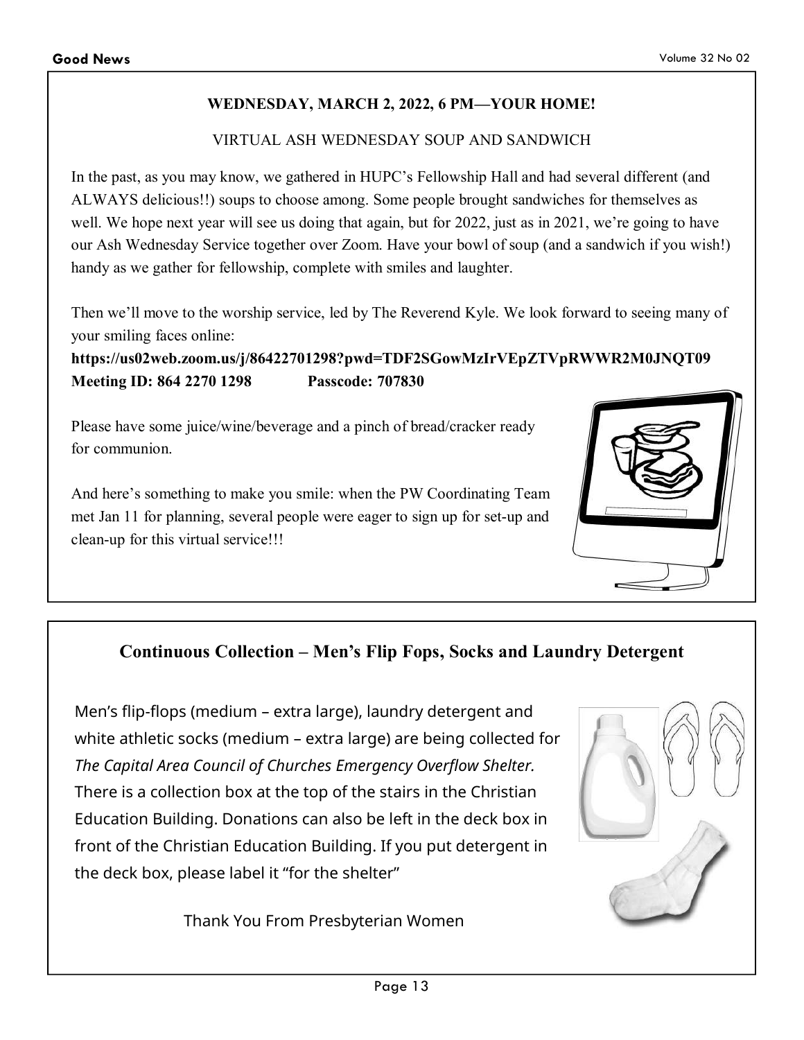**WEDNESDAY, MARCH 2, 2022, 6 PM—YOUR HOME!**

VIRTUAL ASH WEDNESDAY SOUP AND SANDWICH

In the past, as you may know, we gathered in HUPC's Fellowship Hall and had several different (and ALWAYS delicious!!) soups to choose among. Some people brought sandwiches for themselves as well. We hope next year will see us doing that again, but for 2022, just as in 2021, we're going to have our Ash Wednesday Service together over Zoom. Have your bowl of soup (and a sandwich if you wish!) handy as we gather for fellowship, complete with smiles and laughter.

Then we'll move to the worship service, led by The Reverend Kyle. We look forward to seeing many of your smiling faces online:
**https://us02web.zoom.us/j/86422701298?pwd=TDF2SGowMzIrVEpZTVpRWWR2M0JNQT09**
**Meeting ID: 864 2270 1298    Passcode: 707830**

Please have some juice/wine/beverage and a pinch of bread/cracker ready for communion.

And here's something to make you smile: when the PW Coordinating Team met Jan 11 for planning, several people were eager to sign up for set-up and clean-up for this virtual service!!!

## Continuous Collection – Men's Flip Fops, Socks and Laundry Detergent

Men's flip-flops (medium – extra large), laundry detergent and white athletic socks (medium – extra large) are being collected for *The Capital Area Council of Churches Emergency Overflow Shelter.* There is a collection box at the top of the stairs in the Christian Education Building. Donations can also be left in the deck box in front of the Christian Education Building. If you put detergent in the deck box, please label it "for the shelter"

Thank You From Presbyterian Women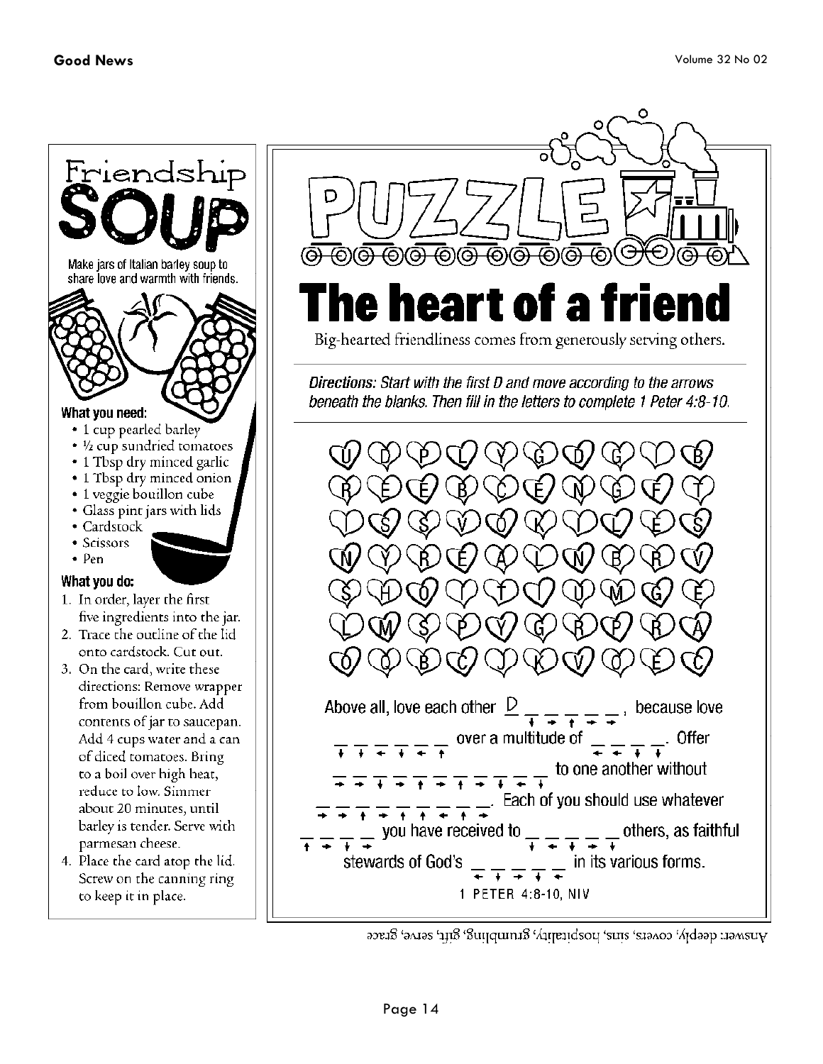# Friendship SOUP

Make jars of Italian barley soup to share love and warmth with friends.

### What you need:

- 1 cup pearled barley
- ½ cup sundried tomatoes
- 1 Tbsp dry minced garlic
- 1 Tbsp dry minced onion
- 1 veggie bouillon cube
- Glass pint jars with lids
- Cardstock
- Scissors
- Pen

### What you do:

1. In order, layer the first five ingredients into the jar.
2. Trace the outline of the lid onto cardstock. Cut out.
3. On the card, write these directions: Remove wrapper from bouillon cube. Add contents of jar to saucepan. Add 4 cups water and a can of diced tomatoes. Bring to a boil over high heat, reduce to low. Simmer about 20 minutes, until barley is tender. Serve with parmesan cheese.
4. Place the card atop the lid. Screw on the canning ring to keep it in place.

# PUZZLE

## The heart of a friend

Big-hearted friendliness comes from generously serving others.

***Directions:*** *Start with the first D and move according to the arrows beneath the blanks. Then fill in the letters to complete 1 Peter 4:8-10.*

| | | | | | | | | | |
|---|---|---|---|---|---|---|---|---|---|
| U | D | P | L | Y | G | D | G | | B |
| R | E | E | B | C | E | N | G | F | T |
| | S | S | V | O | K | I | L | E | S |
| N | Y | R | E | A | L | N | B | R | V |
| S | H | O | Y | T | | U | M | G | E |
| L | M | S | P | Y | G | R | P | R | A |
| O | O | B | C | J | K | V | O | E | C |

Above all, love each other D _ _ _ _ _ (↓ → ↑ → →), because love _ _ _ _ _ _ (↓ ↓ ← ↓ ← ↑) over a multitude of _ _ _ _ (← ← ↓ ↓). Offer _ _ _ _ _ _ _ _ _ _ _ (→ → ↓ → ↑ → ↑ → ↓ ← ↓) to one another without _ _ _ _ _ _ _ _ _ _ (→ → ↑ → ↑ ↑ → ↑ →). Each of you should use whatever _ _ _ _ (↑ → ↓ →) you have received to _ _ _ _ _ (↓ ← ↓ → ↓) others, as faithful stewards of God's _ _ _ _ _ (← ↓ → ↓ ←) in its various forms.

1 PETER 4:8-10, NIV

Answer: deeply, covers, sins, hospitality, grumbling, gift, serve, grace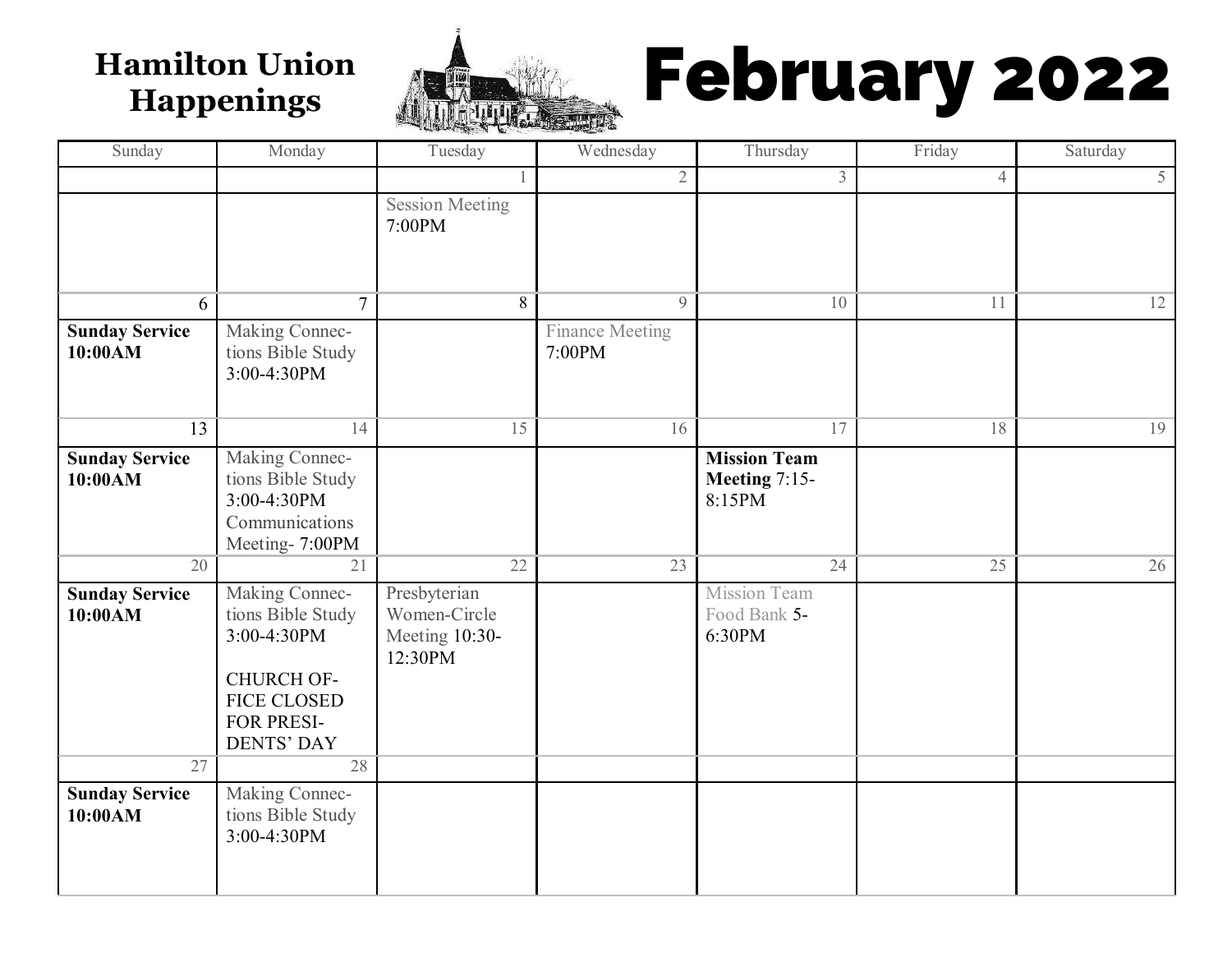# Hamilton Union Happenings

# February 2022

| Sunday | Monday | Tuesday | Wednesday | Thursday | Friday | Saturday |
|---|---|---|---|---|---|---|
| | | 1 | 2 | 3 | 4 | 5 |
| | | Session Meeting 7:00PM | | | | |
| 6 | 7 | 8 | 9 | 10 | 11 | 12 |
| **Sunday Service 10:00AM** | Making Connections Bible Study 3:00-4:30PM | | Finance Meeting 7:00PM | | | |
| 13 | 14 | 15 | 16 | 17 | 18 | 19 |
| **Sunday Service 10:00AM** | Making Connections Bible Study 3:00-4:30PM Communications Meeting- 7:00PM | | | **Mission Team Meeting** 7:15-8:15PM | | |
| 20 | 21 | 22 | 23 | 24 | 25 | 26 |
| **Sunday Service 10:00AM** | Making Connections Bible Study 3:00-4:30PM CHURCH OFFICE CLOSED FOR PRESIDENTS' DAY | Presbyterian Women-Circle Meeting 10:30-12:30PM | | Mission Team Food Bank 5-6:30PM | | |
| 27 | 28 | | | | | |
| **Sunday Service 10:00AM** | Making Connections Bible Study 3:00-4:30PM | | | | | |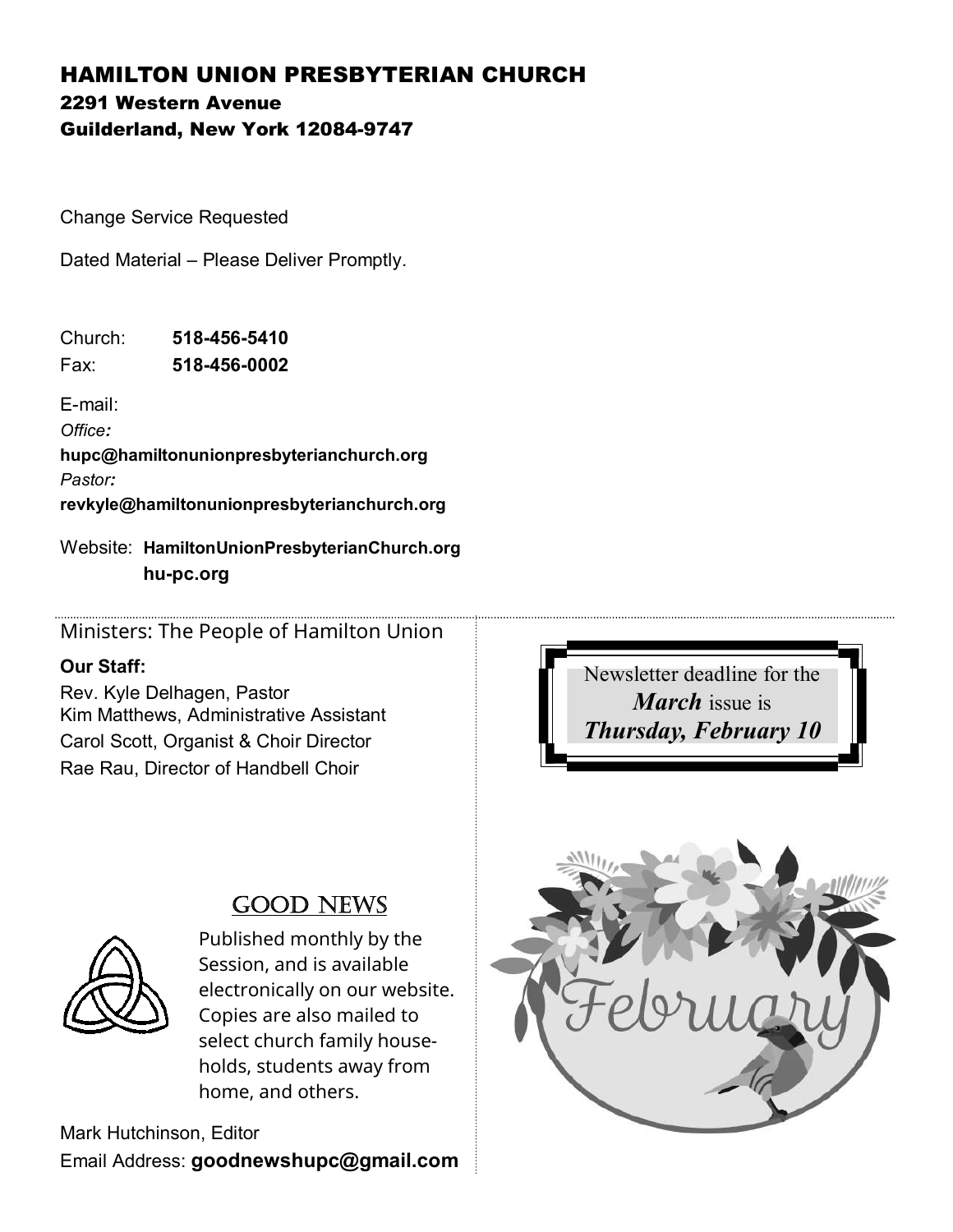# HAMILTON UNION PRESBYTERIAN CHURCH

**2291 Western Avenue**
**Guilderland, New York 12084-9747**

Change Service Requested

Dated Material – Please Deliver Promptly.

Church: **518-456-5410**
Fax: **518-456-0002**

E-mail:
*Office:*
**hupc@hamiltonunionpresbyterianchurch.org**
*Pastor:*
**revkyle@hamiltonunionpresbyterianchurch.org**

Website: **HamiltonUnionPresbyterianChurch.org**
**hu-pc.org**

Ministers: The People of Hamilton Union

**Our Staff:**
Rev. Kyle Delhagen, Pastor
Kim Matthews, Administrative Assistant
Carol Scott, Organist & Choir Director
Rae Rau, Director of Handbell Choir

## GOOD NEWS

Published monthly by the Session, and is available electronically on our website. Copies are also mailed to select church family households, students away from home, and others.

Mark Hutchinson, Editor
Email Address: **goodnewshupc@gmail.com**

Newsletter deadline for the ***March*** issue is ***Thursday, February 10***

February